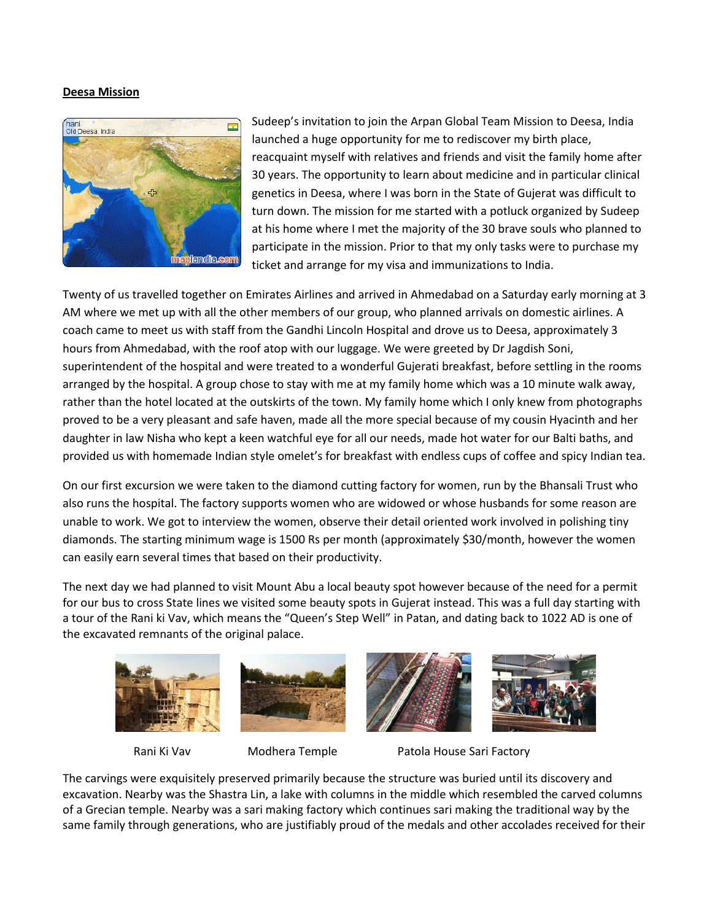**Deesa Mission**

Sudeep's invitation to join the Arpan Global Team Mission to Deesa, India launched a huge opportunity for me to rediscover my birth place, reacquaint myself with relatives and friends and visit the family home after 30 years. The opportunity to learn about medicine and in particular clinical genetics in Deesa, where I was born in the State of Gujerat was difficult to turn down. The mission for me started with a potluck organized by Sudeep at his home where I met the majority of the 30 brave souls who planned to participate in the mission. Prior to that my only tasks were to purchase my ticket and arrange for my visa and immunizations to India.

Twenty of us travelled together on Emirates Airlines and arrived in Ahmedabad on a Saturday early morning at 3 AM where we met up with all the other members of our group, who planned arrivals on domestic airlines. A coach came to meet us with staff from the Gandhi Lincoln Hospital and drove us to Deesa, approximately 3 hours from Ahmedabad, with the roof atop with our luggage. We were greeted by Dr Jagdish Soni, superintendent of the hospital and were treated to a wonderful Gujerati breakfast, before settling in the rooms arranged by the hospital. A group chose to stay with me at my family home which was a 10 minute walk away, rather than the hotel located at the outskirts of the town. My family home which I only knew from photographs proved to be a very pleasant and safe haven, made all the more special because of my cousin Hyacinth and her daughter in law Nisha who kept a keen watchful eye for all our needs, made hot water for our Balti baths, and provided us with homemade Indian style omelet's for breakfast with endless cups of coffee and spicy Indian tea.

On our first excursion we were taken to the diamond cutting factory for women, run by the Bhansali Trust who also runs the hospital. The factory supports women who are widowed or whose husbands for some reason are unable to work. We got to interview the women, observe their detail oriented work involved in polishing tiny diamonds. The starting minimum wage is 1500 Rs per month (approximately $30/month, however the women can easily earn several times that based on their productivity.

The next day we had planned to visit Mount Abu a local beauty spot however because of the need for a permit for our bus to cross State lines we visited some beauty spots in Gujerat instead. This was a full day starting with a tour of the Rani ki Vav, which means the "Queen's Step Well" in Patan, and dating back to 1022 AD is one of the excavated remnants of the original palace.

Rani Ki Vav | Modhera Temple | Patola House Sari Factory

The carvings were exquisitely preserved primarily because the structure was buried until its discovery and excavation. Nearby was the Shastra Lin, a lake with columns in the middle which resembled the carved columns of a Grecian temple. Nearby was a sari making factory which continues sari making the traditional way by the same family through generations, who are justifiably proud of the medals and other accolades received for their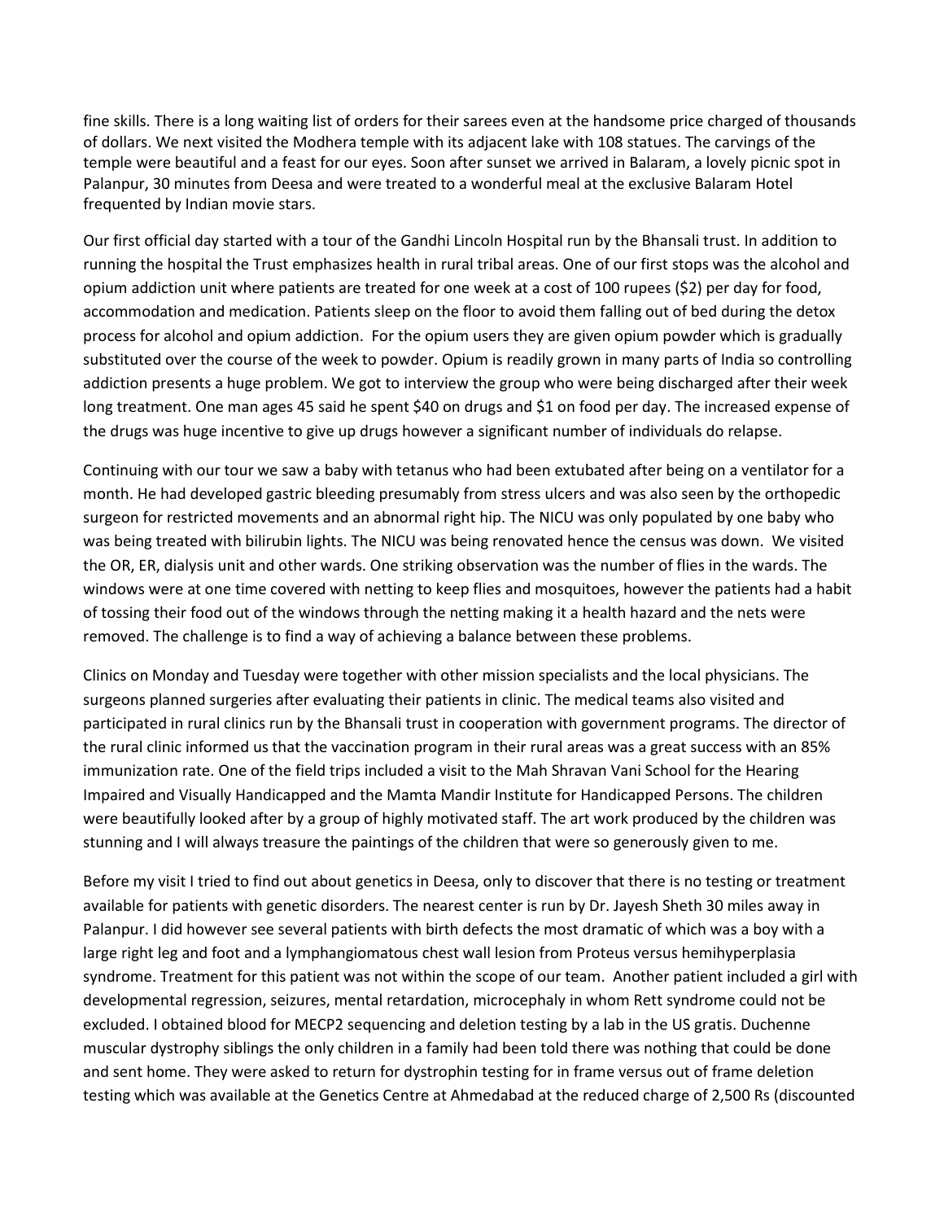fine skills. There is a long waiting list of orders for their sarees even at the handsome price charged of thousands of dollars. We next visited the Modhera temple with its adjacent lake with 108 statues. The carvings of the temple were beautiful and a feast for our eyes. Soon after sunset we arrived in Balaram, a lovely picnic spot in Palanpur, 30 minutes from Deesa and were treated to a wonderful meal at the exclusive Balaram Hotel frequented by Indian movie stars.

Our first official day started with a tour of the Gandhi Lincoln Hospital run by the Bhansali trust. In addition to running the hospital the Trust emphasizes health in rural tribal areas. One of our first stops was the alcohol and opium addiction unit where patients are treated for one week at a cost of 100 rupees ($2) per day for food, accommodation and medication. Patients sleep on the floor to avoid them falling out of bed during the detox process for alcohol and opium addiction. For the opium users they are given opium powder which is gradually substituted over the course of the week to powder. Opium is readily grown in many parts of India so controlling addiction presents a huge problem. We got to interview the group who were being discharged after their week long treatment. One man ages 45 said he spent $40 on drugs and $1 on food per day. The increased expense of the drugs was huge incentive to give up drugs however a significant number of individuals do relapse.

Continuing with our tour we saw a baby with tetanus who had been extubated after being on a ventilator for a month. He had developed gastric bleeding presumably from stress ulcers and was also seen by the orthopedic surgeon for restricted movements and an abnormal right hip. The NICU was only populated by one baby who was being treated with bilirubin lights. The NICU was being renovated hence the census was down. We visited the OR, ER, dialysis unit and other wards. One striking observation was the number of flies in the wards. The windows were at one time covered with netting to keep flies and mosquitoes, however the patients had a habit of tossing their food out of the windows through the netting making it a health hazard and the nets were removed. The challenge is to find a way of achieving a balance between these problems.

Clinics on Monday and Tuesday were together with other mission specialists and the local physicians. The surgeons planned surgeries after evaluating their patients in clinic. The medical teams also visited and participated in rural clinics run by the Bhansali trust in cooperation with government programs. The director of the rural clinic informed us that the vaccination program in their rural areas was a great success with an 85% immunization rate. One of the field trips included a visit to the Mah Shravan Vani School for the Hearing Impaired and Visually Handicapped and the Mamta Mandir Institute for Handicapped Persons. The children were beautifully looked after by a group of highly motivated staff. The art work produced by the children was stunning and I will always treasure the paintings of the children that were so generously given to me.

Before my visit I tried to find out about genetics in Deesa, only to discover that there is no testing or treatment available for patients with genetic disorders. The nearest center is run by Dr. Jayesh Sheth 30 miles away in Palanpur. I did however see several patients with birth defects the most dramatic of which was a boy with a large right leg and foot and a lymphangiomatous chest wall lesion from Proteus versus hemihyperplasia syndrome. Treatment for this patient was not within the scope of our team. Another patient included a girl with developmental regression, seizures, mental retardation, microcephaly in whom Rett syndrome could not be excluded. I obtained blood for MECP2 sequencing and deletion testing by a lab in the US gratis. Duchenne muscular dystrophy siblings the only children in a family had been told there was nothing that could be done and sent home. They were asked to return for dystrophin testing for in frame versus out of frame deletion testing which was available at the Genetics Centre at Ahmedabad at the reduced charge of 2,500 Rs (discounted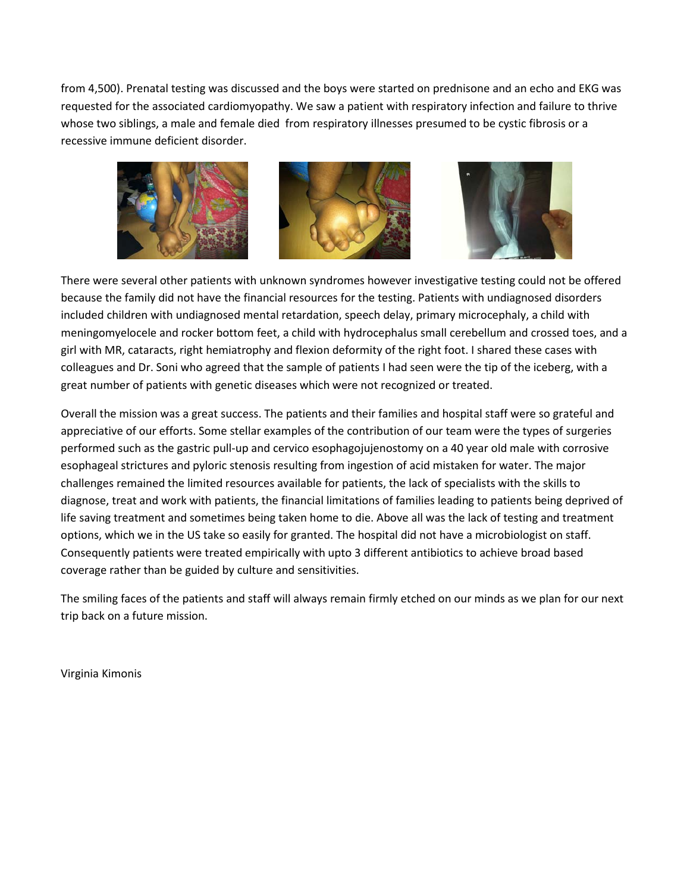from 4,500). Prenatal testing was discussed and the boys were started on prednisone and an echo and EKG was requested for the associated cardiomyopathy. We saw a patient with respiratory infection and failure to thrive whose two siblings, a male and female died  from respiratory illnesses presumed to be cystic fibrosis or a recessive immune deficient disorder.

There were several other patients with unknown syndromes however investigative testing could not be offered because the family did not have the financial resources for the testing. Patients with undiagnosed disorders included children with undiagnosed mental retardation, speech delay, primary microcephaly, a child with meningomyelocele and rocker bottom feet, a child with hydrocephalus small cerebellum and crossed toes, and a girl with MR, cataracts, right hemiatrophy and flexion deformity of the right foot. I shared these cases with colleagues and Dr. Soni who agreed that the sample of patients I had seen were the tip of the iceberg, with a great number of patients with genetic diseases which were not recognized or treated.

Overall the mission was a great success. The patients and their families and hospital staff were so grateful and appreciative of our efforts. Some stellar examples of the contribution of our team were the types of surgeries performed such as the gastric pull-up and cervico esophagojujenostomy on a 40 year old male with corrosive esophageal strictures and pyloric stenosis resulting from ingestion of acid mistaken for water. The major challenges remained the limited resources available for patients, the lack of specialists with the skills to diagnose, treat and work with patients, the financial limitations of families leading to patients being deprived of life saving treatment and sometimes being taken home to die. Above all was the lack of testing and treatment options, which we in the US take so easily for granted. The hospital did not have a microbiologist on staff. Consequently patients were treated empirically with upto 3 different antibiotics to achieve broad based coverage rather than be guided by culture and sensitivities.

The smiling faces of the patients and staff will always remain firmly etched on our minds as we plan for our next trip back on a future mission.

Virginia Kimonis